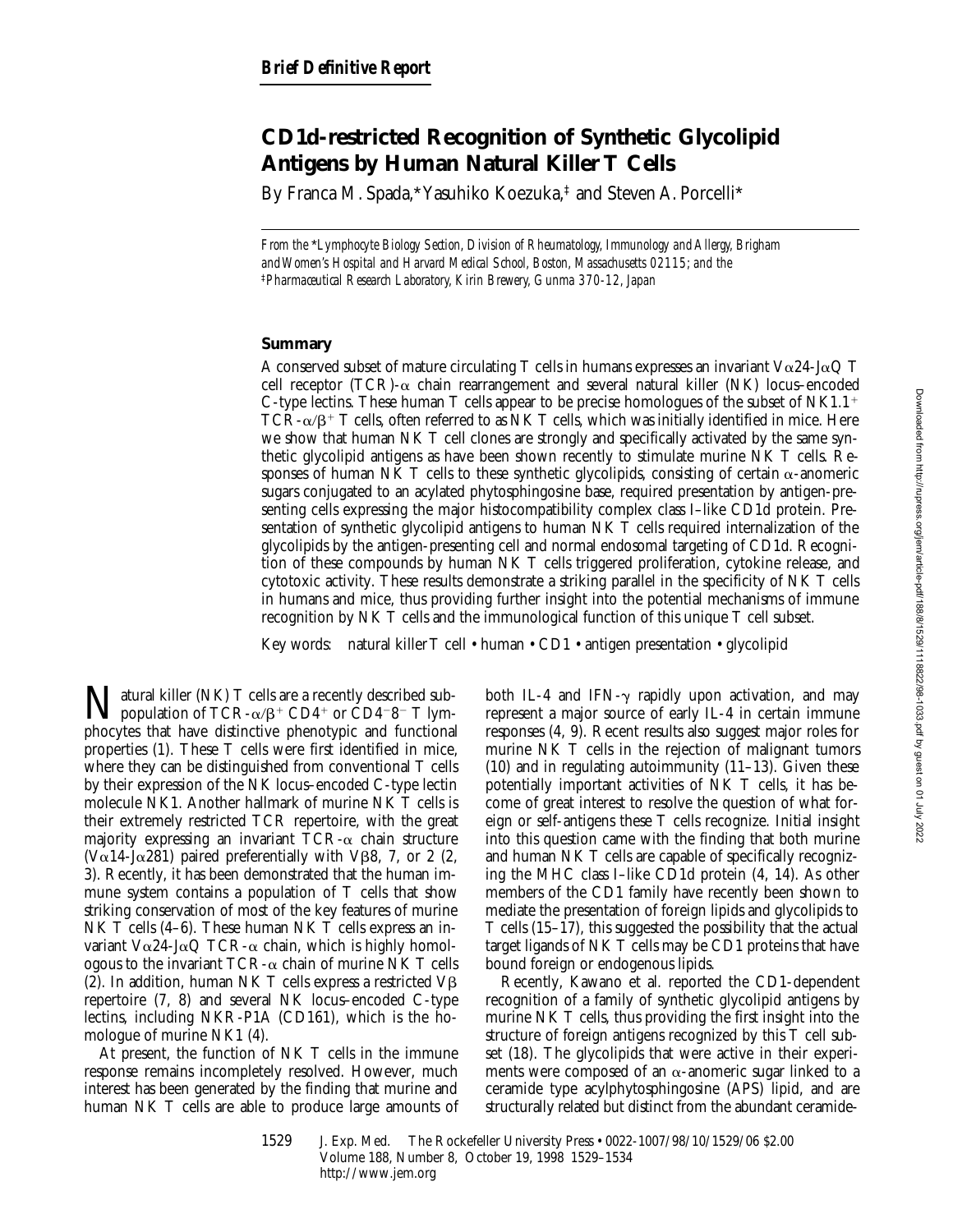**Brief Definitive Report**

# CD1d-restricted Recognition of Synthetic Glycolipid Antigens by Human Natural Killer T Cells

By Franca M. Spada,* Yasuhiko Koezuka,‡ and Steven A. Porcelli*

*From the \*Lymphocyte Biology Section, Division of Rheumatology, Immunology and Allergy, Brigham and Women's Hospital and Harvard Medical School, Boston, Massachusetts 02115; and the ‡Pharmaceutical Research Laboratory, Kirin Brewery, Gunma 370-12, Japan*

## Summary

A conserved subset of mature circulating T cells in humans expresses an invariant Vα24-JαQ T cell receptor (TCR)-α chain rearrangement and several natural killer (NK) locus–encoded C-type lectins. These human T cells appear to be precise homologues of the subset of $NK1.1^+$ TCR-$\alpha/\beta^+$ T cells, often referred to as NK T cells, which was initially identified in mice. Here we show that human NK T cell clones are strongly and specifically activated by the same synthetic glycolipid antigens as have been shown recently to stimulate murine NK T cells. Responses of human NK T cells to these synthetic glycolipids, consisting of certain α-anomeric sugars conjugated to an acylated phytosphingosine base, required presentation by antigen-presenting cells expressing the major histocompatibility complex class I–like CD1d protein. Presentation of synthetic glycolipid antigens to human NK T cells required internalization of the glycolipids by the antigen-presenting cell and normal endosomal targeting of CD1d. Recognition of these compounds by human NK T cells triggered proliferation, cytokine release, and cytotoxic activity. These results demonstrate a striking parallel in the specificity of NK T cells in humans and mice, thus providing further insight into the potential mechanisms of immune recognition by NK T cells and the immunological function of this unique T cell subset.

Key words: natural killer T cell • human • CD1 • antigen presentation • glycolipid

Natural killer (NK) T cells are a recently described subpopulation of TCR-$\alpha/\beta^+$ $CD4^+$ or $CD4^-8^-$ T lymphocytes that have distinctive phenotypic and functional properties (1). These T cells were first identified in mice, where they can be distinguished from conventional T cells by their expression of the NK locus–encoded C-type lectin molecule NK1. Another hallmark of murine NK T cells is their extremely restricted TCR repertoire, with the great majority expressing an invariant TCR-α chain structure (Vα14-Jα281) paired preferentially with Vβ8, 7, or 2 (2, 3). Recently, it has been demonstrated that the human immune system contains a population of T cells that show striking conservation of most of the key features of murine NK T cells (4–6). These human NK T cells express an invariant Vα24-JαQ TCR-α chain, which is highly homologous to the invariant TCR-α chain of murine NK T cells (2). In addition, human NK T cells express a restricted Vβ repertoire (7, 8) and several NK locus–encoded C-type lectins, including NKR-P1A (CD161), which is the homologue of murine NK1 (4).

At present, the function of NK T cells in the immune response remains incompletely resolved. However, much interest has been generated by the finding that murine and human NK T cells are able to produce large amounts of both IL-4 and IFN-γ rapidly upon activation, and may represent a major source of early IL-4 in certain immune responses (4, 9). Recent results also suggest major roles for murine NK T cells in the rejection of malignant tumors (10) and in regulating autoimmunity (11–13). Given these potentially important activities of NK T cells, it has become of great interest to resolve the question of what foreign or self-antigens these T cells recognize. Initial insight into this question came with the finding that both murine and human NK T cells are capable of specifically recognizing the MHC class I–like CD1d protein (4, 14). As other members of the CD1 family have recently been shown to mediate the presentation of foreign lipids and glycolipids to T cells (15–17), this suggested the possibility that the actual target ligands of NK T cells may be CD1 proteins that have bound foreign or endogenous lipids.

Recently, Kawano et al. reported the CD1-dependent recognition of a family of synthetic glycolipid antigens by murine NK T cells, thus providing the first insight into the structure of foreign antigens recognized by this T cell subset (18). The glycolipids that were active in their experiments were composed of an α-anomeric sugar linked to a ceramide type acylphytosphingosine (APS) lipid, and are structurally related but distinct from the abundant ceramide-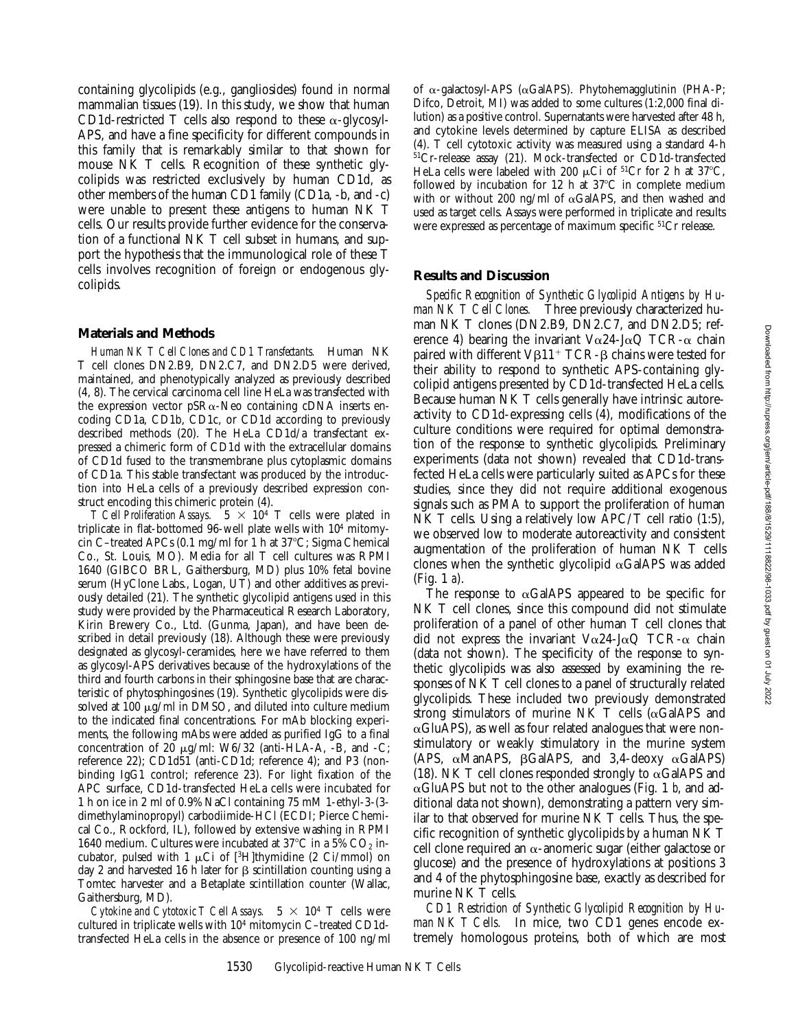containing glycolipids (e.g., gangliosides) found in normal mammalian tissues (19). In this study, we show that human CD1d-restricted T cells also respond to these α-glycosyl-APS, and have a fine specificity for different compounds in this family that is remarkably similar to that shown for mouse NK T cells. Recognition of these synthetic glycolipids was restricted exclusively by human CD1d, as other members of the human CD1 family (CD1a, -b, and -c) were unable to present these antigens to human NK T cells. Our results provide further evidence for the conservation of a functional NK T cell subset in humans, and support the hypothesis that the immunological role of these T cells involves recognition of foreign or endogenous glycolipids.

## Materials and Methods

*Human NK T Cell Clones and CD1 Transfectants.* Human NK T cell clones DN2.B9, DN2.C7, and DN2.D5 were derived, maintained, and phenotypically analyzed as previously described (4, 8). The cervical carcinoma cell line HeLa was transfected with the expression vector pSRα-Neo containing cDNA inserts encoding CD1a, CD1b, CD1c, or CD1d according to previously described methods (20). The HeLa CD1d/a transfectant expressed a chimeric form of CD1d with the extracellular domains of CD1d fused to the transmembrane plus cytoplasmic domains of CD1a. This stable transfectant was produced by the introduction into HeLa cells of a previously described expression construct encoding this chimeric protein (4).

*T Cell Proliferation Assays.* $5 \times 10^4$ T cells were plated in triplicate in flat-bottomed 96-well plate wells with $10^4$ mitomycin C–treated APCs (0.1 mg/ml for 1 h at 37°C; Sigma Chemical Co., St. Louis, MO). Media for all T cell cultures was RPMI 1640 (GIBCO BRL, Gaithersburg, MD) plus 10% fetal bovine serum (HyClone Labs., Logan, UT) and other additives as previously detailed (21). The synthetic glycolipid antigens used in this study were provided by the Pharmaceutical Research Laboratory, Kirin Brewery Co., Ltd. (Gunma, Japan), and have been described in detail previously (18). Although these were previously designated as glycosyl-ceramides, here we have referred to them as glycosyl-APS derivatives because of the hydroxylations of the third and fourth carbons in their sphingosine base that are characteristic of phytosphingosines (19). Synthetic glycolipids were dissolved at 100 μg/ml in DMSO, and diluted into culture medium to the indicated final concentrations. For mAb blocking experiments, the following mAbs were added as purified IgG to a final concentration of 20 μg/ml: W6/32 (anti-HLA-A, -B, and -C; reference 22); CD1d51 (anti-CD1d; reference 4); and P3 (nonbinding IgG1 control; reference 23). For light fixation of the APC surface, CD1d-transfected HeLa cells were incubated for 1 h on ice in 2 ml of 0.9% NaCl containing 75 mM 1-ethyl-3-(3-dimethylaminopropyl) carbodiimide-HCl (ECDI; Pierce Chemical Co., Rockford, IL), followed by extensive washing in RPMI 1640 medium. Cultures were incubated at 37°C in a 5% $CO_2$ incubator, pulsed with 1 μCi of [$^3$H]thymidine (2 Ci/mmol) on day 2 and harvested 16 h later for β scintillation counting using a Tomtec harvester and a Betaplate scintillation counter (Wallac, Gaithersburg, MD).

*Cytokine and Cytotoxic T Cell Assays.* $5 \times 10^4$ T cells were cultured in triplicate wells with $10^4$ mitomycin C–treated CD1d-transfected HeLa cells in the absence or presence of 100 ng/ml of α-galactosyl-APS (αGalAPS). Phytohemagglutinin (PHA-P; Difco, Detroit, MI) was added to some cultures (1:2,000 final dilution) as a positive control. Supernatants were harvested after 48 h, and cytokine levels determined by capture ELISA as described (4). T cell cytotoxic activity was measured using a standard 4-h $^{51}$Cr-release assay (21). Mock-transfected or CD1d-transfected HeLa cells were labeled with 200 μCi of $^{51}$Cr for 2 h at 37°C, followed by incubation for 12 h at 37°C in complete medium with or without 200 ng/ml of αGalAPS, and then washed and used as target cells. Assays were performed in triplicate and results were expressed as percentage of maximum specific $^{51}$Cr release.

## Results and Discussion

*Specific Recognition of Synthetic Glycolipid Antigens by Human NK T Cell Clones.* Three previously characterized human NK T clones (DN2.B9, DN2.C7, and DN2.D5; reference 4) bearing the invariant Vα24-JαQ TCR-α chain paired with different Vβ11$^+$ TCR-β chains were tested for their ability to respond to synthetic APS-containing glycolipid antigens presented by CD1d-transfected HeLa cells. Because human NK T cells generally have intrinsic autoreactivity to CD1d-expressing cells (4), modifications of the culture conditions were required for optimal demonstration of the response to synthetic glycolipids. Preliminary experiments (data not shown) revealed that CD1d-transfected HeLa cells were particularly suited as APCs for these studies, since they did not require additional exogenous signals such as PMA to support the proliferation of human NK T cells. Using a relatively low APC/T cell ratio (1:5), we observed low to moderate autoreactivity and consistent augmentation of the proliferation of human NK T cells clones when the synthetic glycolipid αGalAPS was added (Fig. 1 *a*).

The response to αGalAPS appeared to be specific for NK T cell clones, since this compound did not stimulate proliferation of a panel of other human T cell clones that did not express the invariant Vα24-JαQ TCR-α chain (data not shown). The specificity of the response to synthetic glycolipids was also assessed by examining the responses of NK T cell clones to a panel of structurally related glycolipids. These included two previously demonstrated strong stimulators of murine NK T cells (αGalAPS and αGluAPS), as well as four related analogues that were nonstimulatory or weakly stimulatory in the murine system (APS, αManAPS, βGalAPS, and 3,4-deoxy αGalAPS) (18). NK T cell clones responded strongly to αGalAPS and αGluAPS but not to the other analogues (Fig. 1 *b*, and additional data not shown), demonstrating a pattern very similar to that observed for murine NK T cells. Thus, the specific recognition of synthetic glycolipids by a human NK T cell clone required an α-anomeric sugar (either galactose or glucose) and the presence of hydroxylations at positions 3 and 4 of the phytosphingosine base, exactly as described for murine NK T cells.

*CD1 Restriction of Synthetic Glycolipid Recognition by Human NK T Cells.* In mice, two CD1 genes encode extremely homologous proteins, both of which are most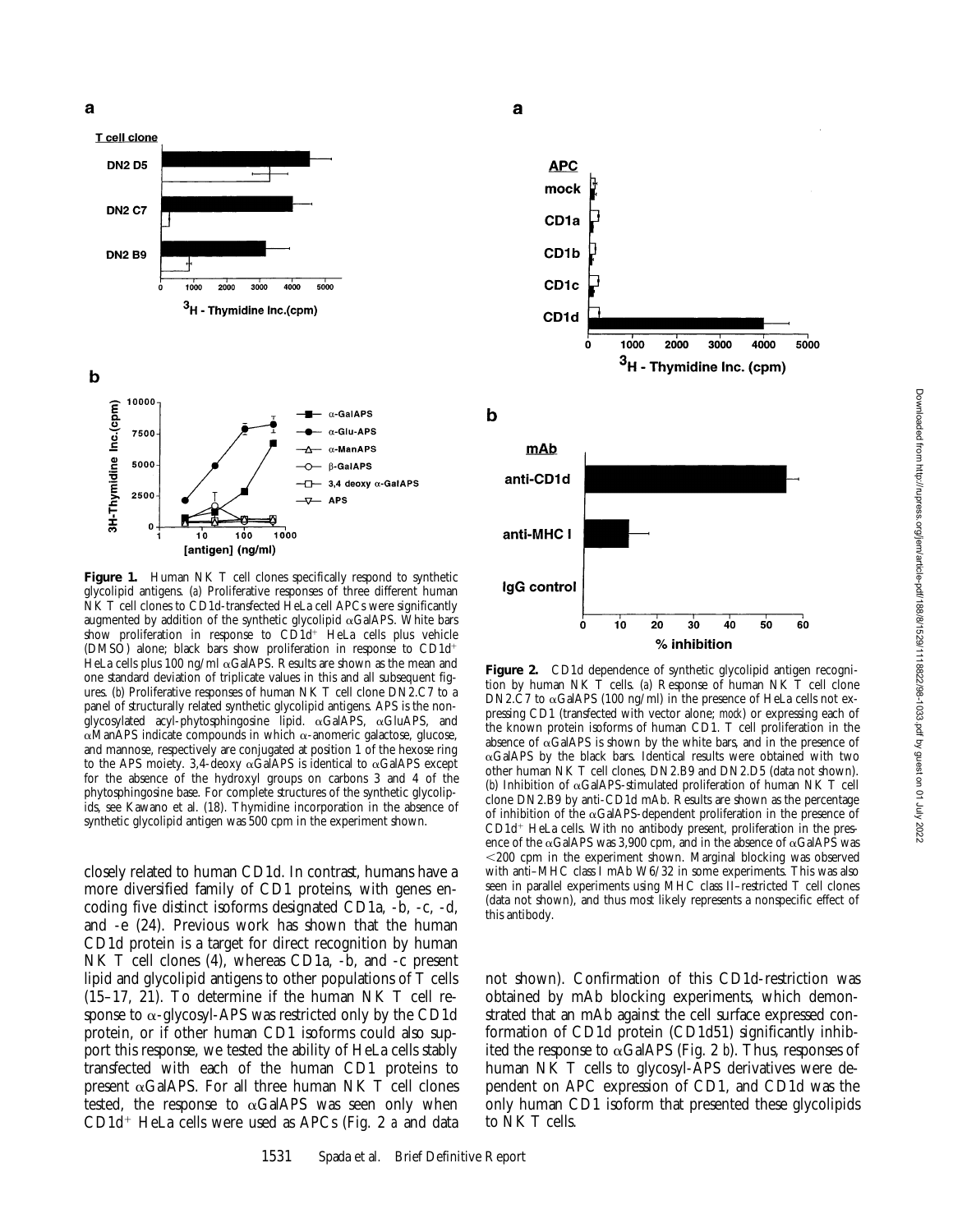**Figure 1.** Human NK T cell clones specifically respond to synthetic glycolipid antigens. (*a*) Proliferative responses of three different human NK T cell clones to CD1d-transfected HeLa cell APCs were significantly augmented by addition of the synthetic glycolipid αGalAPS. White bars show proliferation in response to CD1d$^+$ HeLa cells plus vehicle (DMSO) alone; black bars show proliferation in response to CD1d$^+$ HeLa cells plus 100 ng/ml αGalAPS. Results are shown as the mean and one standard deviation of triplicate values in this and all subsequent figures. (*b*) Proliferative responses of human NK T cell clone DN2.C7 to a panel of structurally related synthetic glycolipid antigens. APS is the nonglycosylated acyl-phytosphingosine lipid. αGalAPS, αGluAPS, and αManAPS indicate compounds in which α-anomeric galactose, glucose, and mannose, respectively are conjugated at position 1 of the hexose ring to the APS moiety. 3,4-deoxy αGalAPS is identical to αGalAPS except for the absence of the hydroxyl groups on carbons 3 and 4 of the phytosphingosine base. For complete structures of the synthetic glycolipids, see Kawano et al. (18). Thymidine incorporation in the absence of synthetic glycolipid antigen was 500 cpm in the experiment shown.

**Figure 2.** CD1d dependence of synthetic glycolipid antigen recognition by human NK T cells. (*a*) Response of human NK T cell clone DN2.C7 to αGalAPS (100 ng/ml) in the presence of HeLa cells not expressing CD1 (transfected with vector alone; *mock*) or expressing each of the known protein isoforms of human CD1. T cell proliferation in the absence of αGalAPS is shown by the white bars, and in the presence of αGalAPS by the black bars. Identical results were obtained with two other human NK T cell clones, DN2.B9 and DN2.D5 (data not shown). (*b*) Inhibition of αGalAPS-stimulated proliferation of human NK T cell clone DN2.B9 by anti-CD1d mAb. Results are shown as the percentage of inhibition of the αGalAPS-dependent proliferation in the presence of CD1d$^+$ HeLa cells. With no antibody present, proliferation in the presence of the αGalAPS was 3,900 cpm, and in the absence of αGalAPS was <200 cpm in the experiment shown. Marginal blocking was observed with anti–MHC class I mAb W6/32 in some experiments. This was also seen in parallel experiments using MHC class II–restricted T cell clones (data not shown), and thus most likely represents a nonspecific effect of this antibody.

closely related to human CD1d. In contrast, humans have a more diversified family of CD1 proteins, with genes encoding five distinct isoforms designated CD1a, -b, -c, -d, and -e (24). Previous work has shown that the human CD1d protein is a target for direct recognition by human NK T cell clones (4), whereas CD1a, -b, and -c present lipid and glycolipid antigens to other populations of T cells (15–17, 21). To determine if the human NK T cell response to α-glycosyl-APS was restricted only by the CD1d protein, or if other human CD1 isoforms could also support this response, we tested the ability of HeLa cells stably transfected with each of the human CD1 proteins to present αGalAPS. For all three human NK T cell clones tested, the response to αGalAPS was seen only when CD1d$^+$ HeLa cells were used as APCs (Fig. 2 *a* and data not shown). Confirmation of this CD1d-restriction was obtained by mAb blocking experiments, which demonstrated that an mAb against the cell surface expressed conformation of CD1d protein (CD1d51) significantly inhibited the response to αGalAPS (Fig. 2 *b*). Thus, responses of human NK T cells to glycosyl-APS derivatives were dependent on APC expression of CD1, and CD1d was the only human CD1 isoform that presented these glycolipids to NK T cells.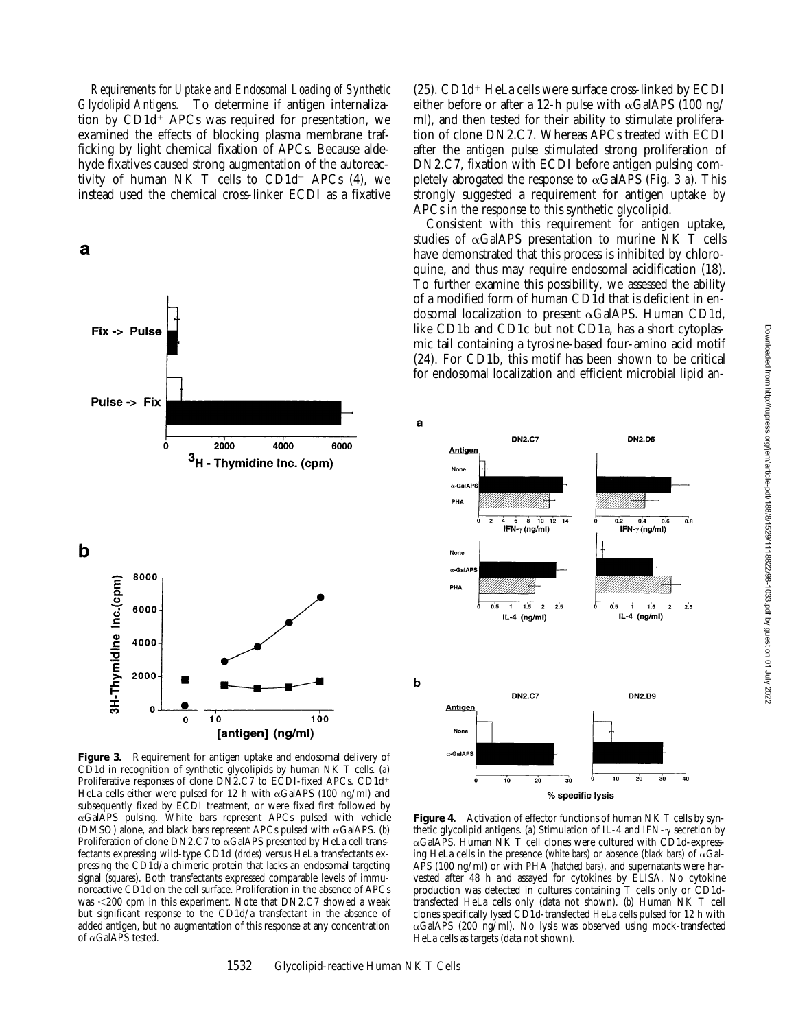*Requirements for Uptake and Endosomal Loading of Synthetic Glycolipid Antigens.* To determine if antigen internalization by CD1d⁺ APCs was required for presentation, we examined the effects of blocking plasma membrane trafficking by light chemical fixation of APCs. Because aldehyde fixatives caused strong augmentation of the autoreactivity of human NK T cells to CD1d⁺ APCs (4), we instead used the chemical cross-linker ECDI as a fixative (25). CD1d⁺ HeLa cells were surface cross-linked by ECDI either before or after a 12-h pulse with αGalAPS (100 ng/ml), and then tested for their ability to stimulate proliferation of clone DN2.C7. Whereas APCs treated with ECDI after the antigen pulse stimulated strong proliferation of DN2.C7, fixation with ECDI before antigen pulsing completely abrogated the response to αGalAPS (Fig. 3 *a*). This strongly suggested a requirement for antigen uptake by APCs in the response to this synthetic glycolipid.

Consistent with this requirement for antigen uptake, studies of αGalAPS presentation to murine NK T cells have demonstrated that this process is inhibited by chloroquine, and thus may require endosomal acidification (18). To further examine this possibility, we assessed the ability of a modified form of human CD1d that is deficient in endosomal localization to present αGalAPS. Human CD1d, like CD1b and CD1c but not CD1a, has a short cytoplasmic tail containing a tyrosine-based four-amino acid motif (24). For CD1b, this motif has been shown to be critical for endosomal localization and efficient microbial lipid an-

**Figure 3.** Requirement for antigen uptake and endosomal delivery of CD1d in recognition of synthetic glycolipids by human NK T cells. (*a*) Proliferative responses of clone DN2.C7 to ECDI-fixed APCs. CD1d⁺ HeLa cells either were pulsed for 12 h with αGalAPS (100 ng/ml) and subsequently fixed by ECDI treatment, or were fixed first followed by αGalAPS pulsing. White bars represent APCs pulsed with vehicle (DMSO) alone, and black bars represent APCs pulsed with αGalAPS. (*b*) Proliferation of clone DN2.C7 to αGalAPS presented by HeLa cell transfectants expressing wild-type CD1d (*circles*) versus HeLa transfectants expressing the CD1d/a chimeric protein that lacks an endosomal targeting signal (*squares*). Both transfectants expressed comparable levels of immunoreactive CD1d on the cell surface. Proliferation in the absence of APCs was <200 cpm in this experiment. Note that DN2.C7 showed a weak but significant response to the CD1d/a transfectant in the absence of added antigen, but no augmentation of this response at any concentration of αGalAPS tested.

**Figure 4.** Activation of effector functions of human NK T cells by synthetic glycolipid antigens. (*a*) Stimulation of IL-4 and IFN-γ secretion by αGalAPS. Human NK T cell clones were cultured with CD1d-expressing HeLa cells in the presence (*white bars*) or absence (*black bars*) of αGalAPS (100 ng/ml) or with PHA (*hatched bars*), and supernatants were harvested after 48 h and assayed for cytokines by ELISA. No cytokine production was detected in cultures containing T cells only or CD1d-transfected HeLa cells only (data not shown). (*b*) Human NK T cell clones specifically lysed CD1d-transfected HeLa cells pulsed for 12 h with αGalAPS (200 ng/ml). No lysis was observed using mock-transfected HeLa cells as targets (data not shown).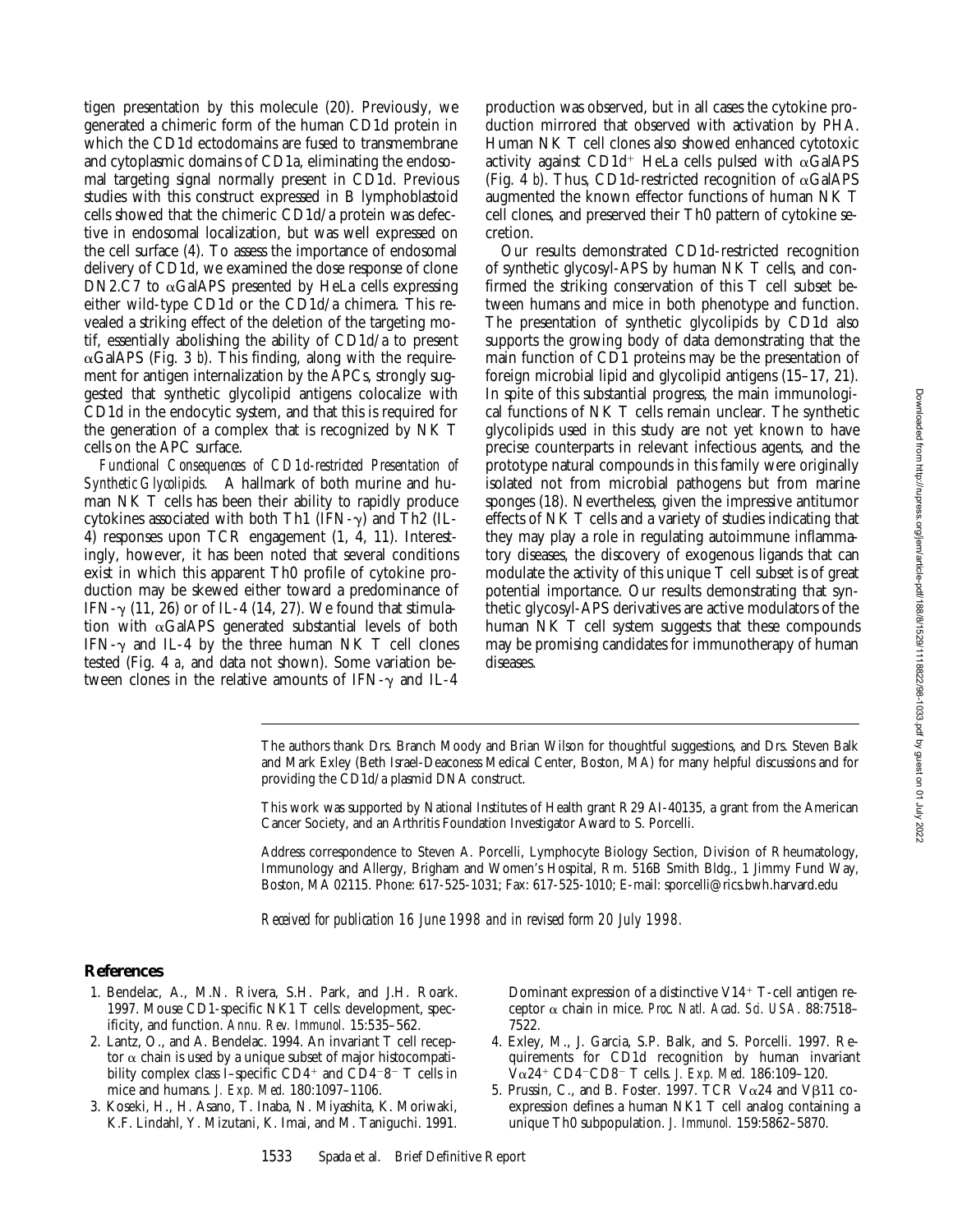tigen presentation by this molecule (20). Previously, we generated a chimeric form of the human CD1d protein in which the CD1d ectodomains are fused to transmembrane and cytoplasmic domains of CD1a, eliminating the endosomal targeting signal normally present in CD1d. Previous studies with this construct expressed in B lymphoblastoid cells showed that the chimeric CD1d/a protein was defective in endosomal localization, but was well expressed on the cell surface (4). To assess the importance of endosomal delivery of CD1d, we examined the dose response of clone DN2.C7 to αGalAPS presented by HeLa cells expressing either wild-type CD1d or the CD1d/a chimera. This revealed a striking effect of the deletion of the targeting motif, essentially abolishing the ability of CD1d/a to present αGalAPS (Fig. 3 *b*). This finding, along with the requirement for antigen internalization by the APCs, strongly suggested that synthetic glycolipid antigens colocalize with CD1d in the endocytic system, and that this is required for the generation of a complex that is recognized by NK T cells on the APC surface.

*Functional Consequences of CD1d-restricted Presentation of Synthetic Glycolipids.* A hallmark of both murine and human NK T cells has been their ability to rapidly produce cytokines associated with both Th1 (IFN-γ) and Th2 (IL-4) responses upon TCR engagement (1, 4, 11). Interestingly, however, it has been noted that several conditions exist in which this apparent Th0 profile of cytokine production may be skewed either toward a predominance of IFN-γ (11, 26) or of IL-4 (14, 27). We found that stimulation with αGalAPS generated substantial levels of both IFN-γ and IL-4 by the three human NK T cell clones tested (Fig. 4 *a*, and data not shown). Some variation between clones in the relative amounts of IFN-γ and IL-4 production was observed, but in all cases the cytokine production mirrored that observed with activation by PHA. Human NK T cell clones also showed enhanced cytotoxic activity against $CD1d^+$ HeLa cells pulsed with αGalAPS (Fig. 4 *b*). Thus, CD1d-restricted recognition of αGalAPS augmented the known effector functions of human NK T cell clones, and preserved their Th0 pattern of cytokine secretion.

Our results demonstrated CD1d-restricted recognition of synthetic glycosyl-APS by human NK T cells, and confirmed the striking conservation of this T cell subset between humans and mice in both phenotype and function. The presentation of synthetic glycolipids by CD1d also supports the growing body of data demonstrating that the main function of CD1 proteins may be the presentation of foreign microbial lipid and glycolipid antigens (15–17, 21). In spite of this substantial progress, the main immunological functions of NK T cells remain unclear. The synthetic glycolipids used in this study are not yet known to have precise counterparts in relevant infectious agents, and the prototype natural compounds in this family were originally isolated not from microbial pathogens but from marine sponges (18). Nevertheless, given the impressive antitumor effects of NK T cells and a variety of studies indicating that they may play a role in regulating autoimmune inflammatory diseases, the discovery of exogenous ligands that can modulate the activity of this unique T cell subset is of great potential importance. Our results demonstrating that synthetic glycosyl-APS derivatives are active modulators of the human NK T cell system suggests that these compounds may be promising candidates for immunotherapy of human diseases.

The authors thank Drs. Branch Moody and Brian Wilson for thoughtful suggestions, and Drs. Steven Balk and Mark Exley (Beth Israel-Deaconess Medical Center, Boston, MA) for many helpful discussions and for providing the CD1d/a plasmid DNA construct.

This work was supported by National Institutes of Health grant R29 AI-40135, a grant from the American Cancer Society, and an Arthritis Foundation Investigator Award to S. Porcelli.

Address correspondence to Steven A. Porcelli, Lymphocyte Biology Section, Division of Rheumatology, Immunology and Allergy, Brigham and Women's Hospital, Rm. 516B Smith Bldg., 1 Jimmy Fund Way, Boston, MA 02115. Phone: 617-525-1031; Fax: 617-525-1010; E-mail: sporcelli@rics.bwh.harvard.edu

*Received for publication 16 June 1998 and in revised form 20 July 1998.*

## References

1. Bendelac, A., M.N. Rivera, S.H. Park, and J.H. Roark. 1997. Mouse CD1-specific NK1 T cells: development, specificity, and function. *Annu. Rev. Immunol.* 15:535–562.
2. Lantz, O., and A. Bendelac. 1994. An invariant T cell receptor α chain is used by a unique subset of major histocompatibility complex class I–specific $CD4^+$ and $CD4^-8^-$ T cells in mice and humans. *J. Exp. Med.* 180:1097–1106.
3. Koseki, H., H. Asano, T. Inaba, N. Miyashita, K. Moriwaki, K.F. Lindahl, Y. Mizutani, K. Imai, and M. Taniguchi. 1991. Dominant expression of a distinctive $V14^+$ T-cell antigen receptor α chain in mice. *Proc. Natl. Acad. Sci. USA.* 88:7518–7522.
4. Exley, M., J. Garcia, S.P. Balk, and S. Porcelli. 1997. Requirements for CD1d recognition by human invariant $V\alpha24^+$ $CD4^-CD8^-$ T cells. *J. Exp. Med.* 186:109–120.
5. Prussin, C., and B. Foster. 1997. TCR Vα24 and Vβ11 coexpression defines a human NK1 T cell analog containing a unique Th0 subpopulation. *J. Immunol.* 159:5862–5870.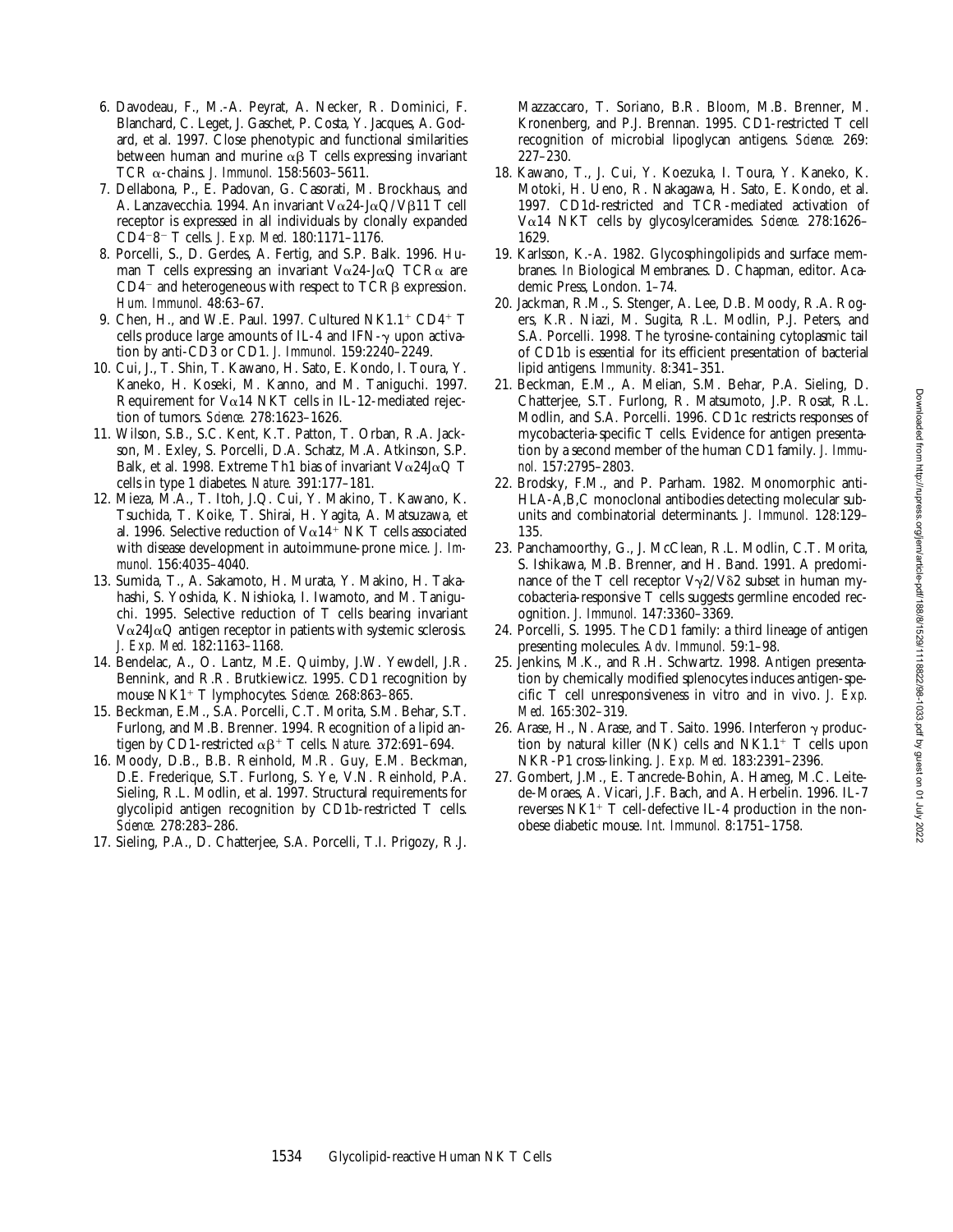6. Davodeau, F., M.-A. Peyrat, A. Necker, R. Dominici, F. Blanchard, C. Leget, J. Gaschet, P. Costa, Y. Jacques, A. Godard, et al. 1997. Close phenotypic and functional similarities between human and murine $\alpha\beta$ T cells expressing invariant TCR $\alpha$-chains. *J. Immunol.* 158:5603–5611.
7. Dellabona, P., E. Padovan, G. Casorati, M. Brockhaus, and A. Lanzavecchia. 1994. An invariant V$\alpha$24-J$\alpha$Q/V$\beta$11 T cell receptor is expressed in all individuals by clonally expanded CD4$^-$8$^-$ T cells. *J. Exp. Med.* 180:1171–1176.
8. Porcelli, S., D. Gerdes, A. Fertig, and S.P. Balk. 1996. Human T cells expressing an invariant V$\alpha$24-J$\alpha$Q TCR$\alpha$ are CD4$^-$ and heterogeneous with respect to TCR$\beta$ expression. *Hum. Immunol.* 48:63–67.
9. Chen, H., and W.E. Paul. 1997. Cultured NK1.1$^+$ CD4$^+$ T cells produce large amounts of IL-4 and IFN-$\gamma$ upon activation by anti-CD3 or CD1. *J. Immunol.* 159:2240–2249.
10. Cui, J., T. Shin, T. Kawano, H. Sato, E. Kondo, I. Toura, Y. Kaneko, H. Koseki, M. Kanno, and M. Taniguchi. 1997. Requirement for V$\alpha$14 NKT cells in IL-12-mediated rejection of tumors. *Science.* 278:1623–1626.
11. Wilson, S.B., S.C. Kent, K.T. Patton, T. Orban, R.A. Jackson, M. Exley, S. Porcelli, D.A. Schatz, M.A. Atkinson, S.P. Balk, et al. 1998. Extreme Th1 bias of invariant V$\alpha$24J$\alpha$Q T cells in type 1 diabetes. *Nature.* 391:177–181.
12. Mieza, M.A., T. Itoh, J.Q. Cui, Y. Makino, T. Kawano, K. Tsuchida, T. Koike, T. Shirai, H. Yagita, A. Matsuzawa, et al. 1996. Selective reduction of V$\alpha$14$^+$ NK T cells associated with disease development in autoimmune-prone mice. *J. Immunol.* 156:4035–4040.
13. Sumida, T., A. Sakamoto, H. Murata, Y. Makino, H. Takahashi, S. Yoshida, K. Nishioka, I. Iwamoto, and M. Taniguchi. 1995. Selective reduction of T cells bearing invariant V$\alpha$24J$\alpha$Q antigen receptor in patients with systemic sclerosis. *J. Exp. Med.* 182:1163–1168.
14. Bendelac, A., O. Lantz, M.E. Quimby, J.W. Yewdell, J.R. Bennink, and R.R. Brutkiewicz. 1995. CD1 recognition by mouse NK1$^+$ T lymphocytes. *Science.* 268:863–865.
15. Beckman, E.M., S.A. Porcelli, C.T. Morita, S.M. Behar, S.T. Furlong, and M.B. Brenner. 1994. Recognition of a lipid antigen by CD1-restricted $\alpha\beta^+$ T cells. *Nature.* 372:691–694.
16. Moody, D.B., B.B. Reinhold, M.R. Guy, E.M. Beckman, D.E. Frederique, S.T. Furlong, S. Ye, V.N. Reinhold, P.A. Sieling, R.L. Modlin, et al. 1997. Structural requirements for glycolipid antigen recognition by CD1b-restricted T cells. *Science.* 278:283–286.
17. Sieling, P.A., D. Chatterjee, S.A. Porcelli, T.I. Prigozy, R.J. Mazzaccaro, T. Soriano, B.R. Bloom, M.B. Brenner, M. Kronenberg, and P.J. Brennan. 1995. CD1-restricted T cell recognition of microbial lipoglycan antigens. *Science.* 269:227–230.
18. Kawano, T., J. Cui, Y. Koezuka, I. Toura, Y. Kaneko, K. Motoki, H. Ueno, R. Nakagawa, H. Sato, E. Kondo, et al. 1997. CD1d-restricted and TCR-mediated activation of V$\alpha$14 NKT cells by glycosylceramides. *Science.* 278:1626–1629.
19. Karlsson, K.-A. 1982. Glycosphingolipids and surface membranes. *In* Biological Membranes. D. Chapman, editor. Academic Press, London. 1–74.
20. Jackman, R.M., S. Stenger, A. Lee, D.B. Moody, R.A. Rogers, K.R. Niazi, M. Sugita, R.L. Modlin, P.J. Peters, and S.A. Porcelli. 1998. The tyrosine-containing cytoplasmic tail of CD1b is essential for its efficient presentation of bacterial lipid antigens. *Immunity.* 8:341–351.
21. Beckman, E.M., A. Melian, S.M. Behar, P.A. Sieling, D. Chatterjee, S.T. Furlong, R. Matsumoto, J.P. Rosat, R.L. Modlin, and S.A. Porcelli. 1996. CD1c restricts responses of mycobacteria-specific T cells. Evidence for antigen presentation by a second member of the human CD1 family. *J. Immunol.* 157:2795–2803.
22. Brodsky, F.M., and P. Parham. 1982. Monomorphic anti-HLA-A,B,C monoclonal antibodies detecting molecular subunits and combinatorial determinants. *J. Immunol.* 128:129–135.
23. Panchamoorthy, G., J. McClean, R.L. Modlin, C.T. Morita, S. Ishikawa, M.B. Brenner, and H. Band. 1991. A predominance of the T cell receptor V$\gamma$2/V$\delta$2 subset in human mycobacteria-responsive T cells suggests germline encoded recognition. *J. Immunol.* 147:3360–3369.
24. Porcelli, S. 1995. The CD1 family: a third lineage of antigen presenting molecules. *Adv. Immunol.* 59:1–98.
25. Jenkins, M.K., and R.H. Schwartz. 1998. Antigen presentation by chemically modified splenocytes induces antigen-specific T cell unresponsiveness in vitro and in vivo. *J. Exp. Med.* 165:302–319.
26. Arase, H., N. Arase, and T. Saito. 1996. Interferon $\gamma$ production by natural killer (NK) cells and NK1.1$^+$ T cells upon NKR-P1 cross-linking. *J. Exp. Med.* 183:2391–2396.
27. Gombert, J.M., E. Tancrede-Bohin, A. Hameg, M.C. Leite-de-Moraes, A. Vicari, J.F. Bach, and A. Herbelin. 1996. IL-7 reverses NK1$^+$ T cell-defective IL-4 production in the non-obese diabetic mouse. *Int. Immunol.* 8:1751–1758.